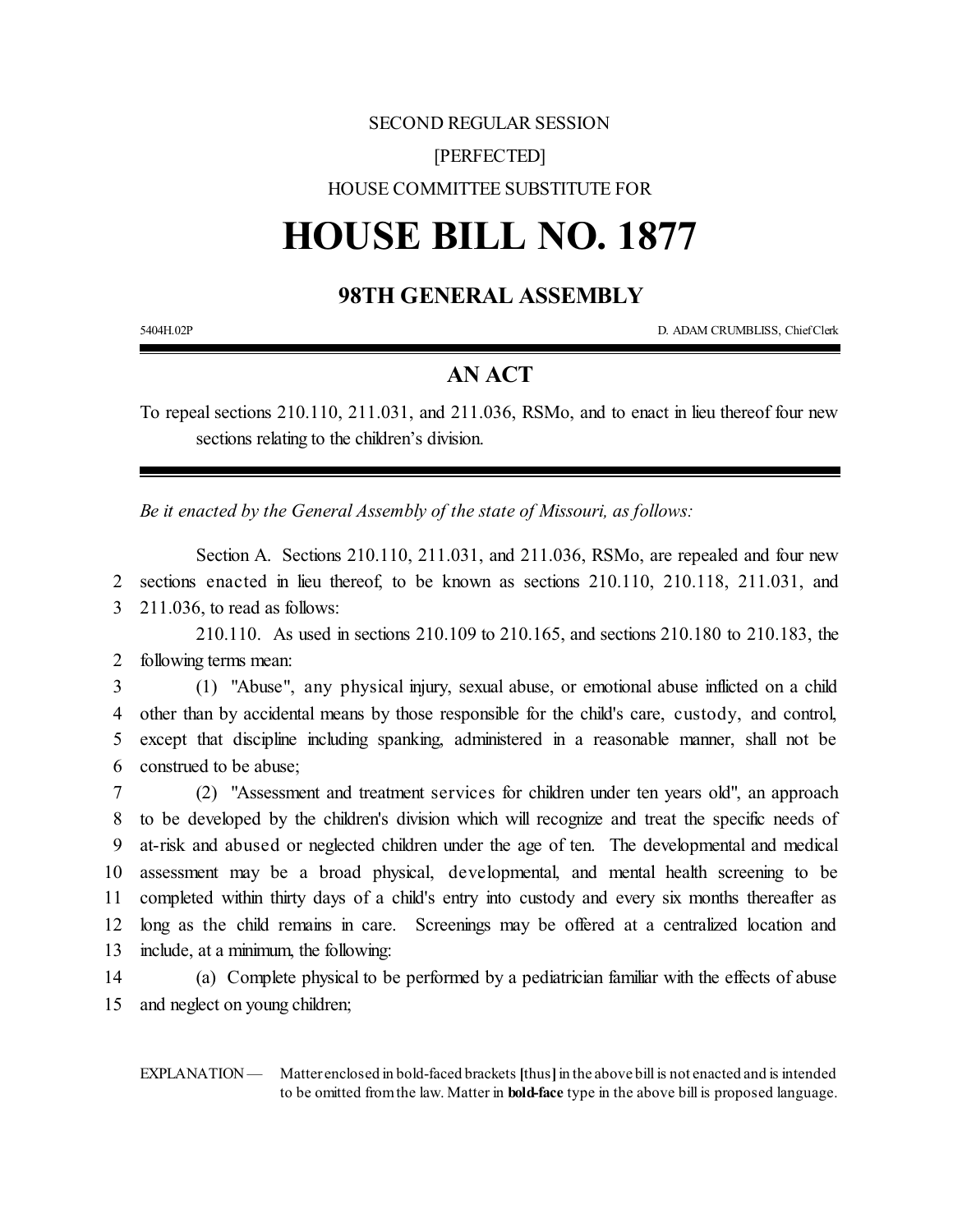SECOND REGULAR SESSION

[PERFECTED]

HOUSE COMMITTEE SUBSTITUTE FOR

# HOUSE BILL NO. 1877

## 98TH GENERAL ASSEMBLY

5404H.02P D. ADAM CRUMBLISS, Chief Clerk

## AN ACT

To repeal sections 210.110, 211.031, and 211.036, RSMo, and to enact in lieu thereof four new sections relating to the children's division.

*Be it enacted by the General Assembly of the state of Missouri, as follows:*

Section A. Sections 210.110, 211.031, and 211.036, RSMo, are repealed and four new sections enacted in lieu thereof, to be known as sections 210.110, 210.118, 211.031, and 211.036, to read as follows:

210.110. As used in sections 210.109 to 210.165, and sections 210.180 to 210.183, the following terms mean:

(1) "Abuse", any physical injury, sexual abuse, or emotional abuse inflicted on a child other than by accidental means by those responsible for the child's care, custody, and control, except that discipline including spanking, administered in a reasonable manner, shall not be construed to be abuse;

(2) "Assessment and treatment services for children under ten years old", an approach to be developed by the children's division which will recognize and treat the specific needs of at-risk and abused or neglected children under the age of ten. The developmental and medical assessment may be a broad physical, developmental, and mental health screening to be completed within thirty days of a child's entry into custody and every six months thereafter as long as the child remains in care. Screenings may be offered at a centralized location and include, at a minimum, the following:

(a) Complete physical to be performed by a pediatrician familiar with the effects of abuse and neglect on young children;

EXPLANATION — Matter enclosed in bold-faced brackets [thus] in the above bill is not enacted and is intended to be omitted from the law. Matter in **bold-face** type in the above bill is proposed language.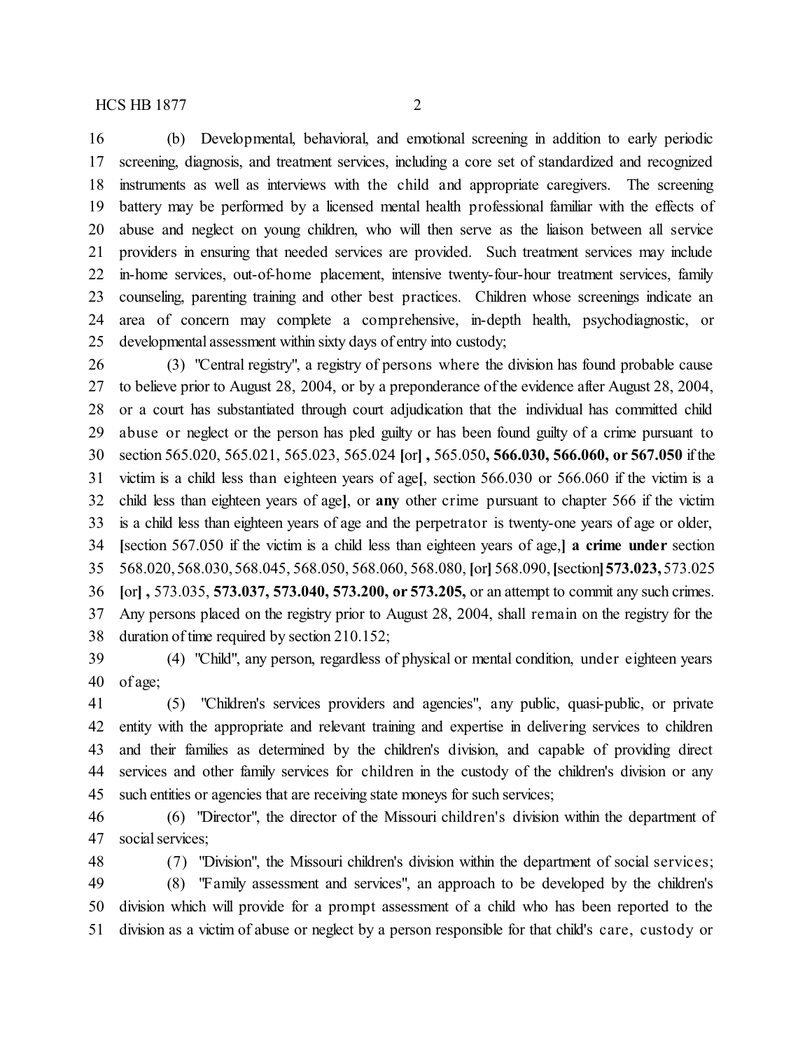(b) Developmental, behavioral, and emotional screening in addition to early periodic screening, diagnosis, and treatment services, including a core set of standardized and recognized instruments as well as interviews with the child and appropriate caregivers. The screening battery may be performed by a licensed mental health professional familiar with the effects of abuse and neglect on young children, who will then serve as the liaison between all service providers in ensuring that needed services are provided. Such treatment services may include in-home services, out-of-home placement, intensive twenty-four-hour treatment services, family counseling, parenting training and other best practices. Children whose screenings indicate an area of concern may complete a comprehensive, in-depth health, psychodiagnostic, or developmental assessment within sixty days of entry into custody;

(3) "Central registry", a registry of persons where the division has found probable cause to believe prior to August 28, 2004, or by a preponderance of the evidence after August 28, 2004, or a court has substantiated through court adjudication that the individual has committed child abuse or neglect or the person has pled guilty or has been found guilty of a crime pursuant to section 565.020, 565.021, 565.023, 565.024 [or] **,** 565.050**, 566.030, 566.060, or 567.050** if the victim is a child less than eighteen years of age[, section 566.030 or 566.060 if the victim is a child less than eighteen years of age], or **any** other crime pursuant to chapter 566 if the victim is a child less than eighteen years of age and the perpetrator is twenty-one years of age or older, [section 567.050 if the victim is a child less than eighteen years of age,] **a crime under** section 568.020, 568.030, 568.045, 568.050, 568.060, 568.080, [or] 568.090, [section] **573.023,** 573.025 [or] **,** 573.035, **573.037, 573.040, 573.200, or 573.205,** or an attempt to commit any such crimes. Any persons placed on the registry prior to August 28, 2004, shall remain on the registry for the duration of time required by section 210.152;

(4) "Child", any person, regardless of physical or mental condition, under eighteen years of age;

(5) "Children's services providers and agencies", any public, quasi-public, or private entity with the appropriate and relevant training and expertise in delivering services to children and their families as determined by the children's division, and capable of providing direct services and other family services for children in the custody of the children's division or any such entities or agencies that are receiving state moneys for such services;

(6) "Director", the director of the Missouri children's division within the department of social services;

(7) "Division", the Missouri children's division within the department of social services;

(8) "Family assessment and services", an approach to be developed by the children's division which will provide for a prompt assessment of a child who has been reported to the division as a victim of abuse or neglect by a person responsible for that child's care, custody or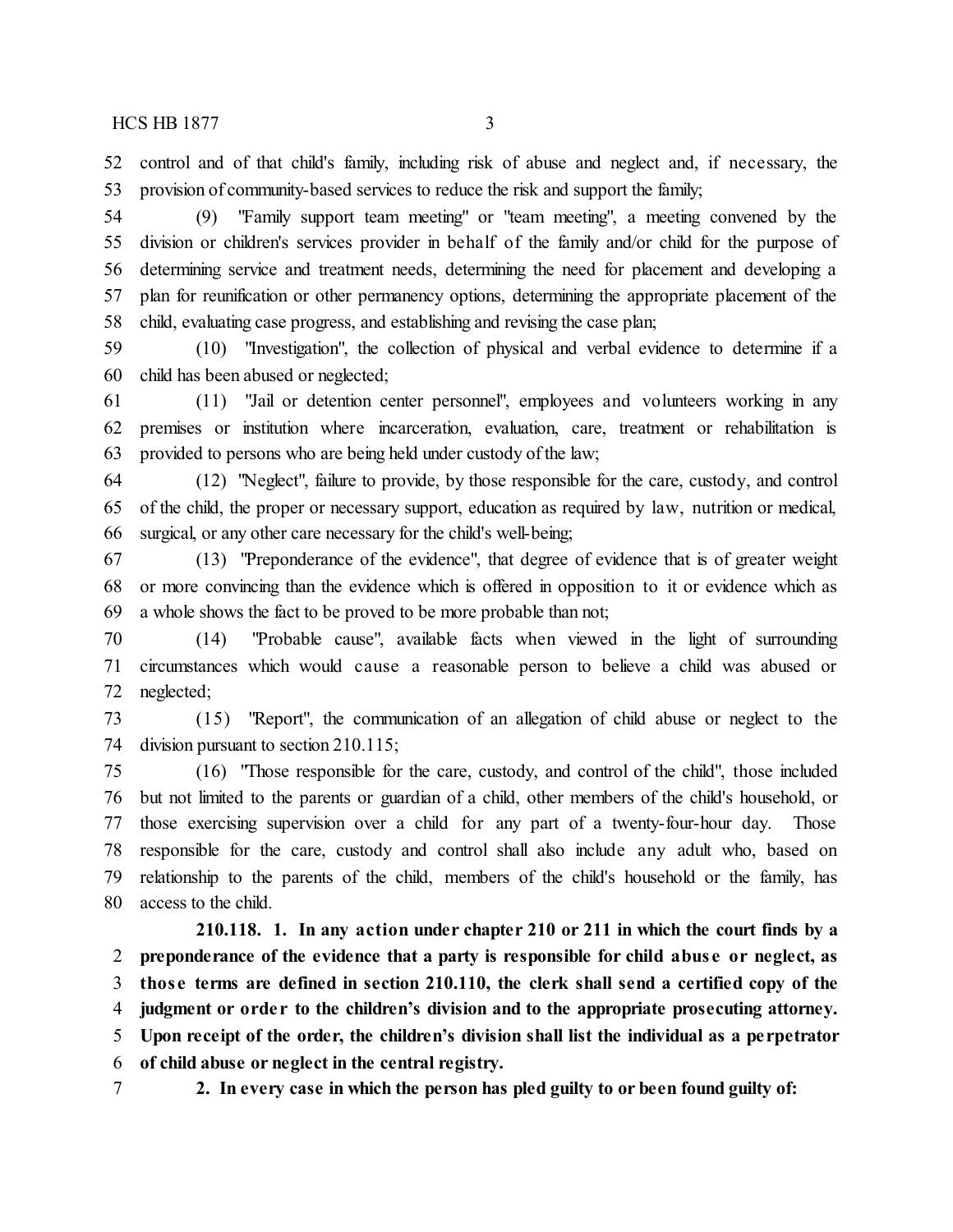control and of that child's family, including risk of abuse and neglect and, if necessary, the provision of community-based services to reduce the risk and support the family;

(9) "Family support team meeting" or "team meeting", a meeting convened by the division or children's services provider in behalf of the family and/or child for the purpose of determining service and treatment needs, determining the need for placement and developing a plan for reunification or other permanency options, determining the appropriate placement of the child, evaluating case progress, and establishing and revising the case plan;

(10) "Investigation", the collection of physical and verbal evidence to determine if a child has been abused or neglected;

(11) "Jail or detention center personnel", employees and volunteers working in any premises or institution where incarceration, evaluation, care, treatment or rehabilitation is provided to persons who are being held under custody of the law;

(12) "Neglect", failure to provide, by those responsible for the care, custody, and control of the child, the proper or necessary support, education as required by law, nutrition or medical, surgical, or any other care necessary for the child's well-being;

(13) "Preponderance of the evidence", that degree of evidence that is of greater weight or more convincing than the evidence which is offered in opposition to it or evidence which as a whole shows the fact to be proved to be more probable than not;

(14) "Probable cause", available facts when viewed in the light of surrounding circumstances which would cause a reasonable person to believe a child was abused or neglected;

(15) "Report", the communication of an allegation of child abuse or neglect to the division pursuant to section 210.115;

(16) "Those responsible for the care, custody, and control of the child", those included but not limited to the parents or guardian of a child, other members of the child's household, or those exercising supervision over a child for any part of a twenty-four-hour day. Those responsible for the care, custody and control shall also include any adult who, based on relationship to the parents of the child, members of the child's household or the family, has access to the child.

**210.118. 1. In any action under chapter 210 or 211 in which the court finds by a preponderance of the evidence that a party is responsible for child abuse or neglect, as those terms are defined in section 210.110, the clerk shall send a certified copy of the judgment or order to the children's division and to the appropriate prosecuting attorney. Upon receipt of the order, the children's division shall list the individual as a perpetrator of child abuse or neglect in the central registry.**

**2. In every case in which the person has pled guilty to or been found guilty of:**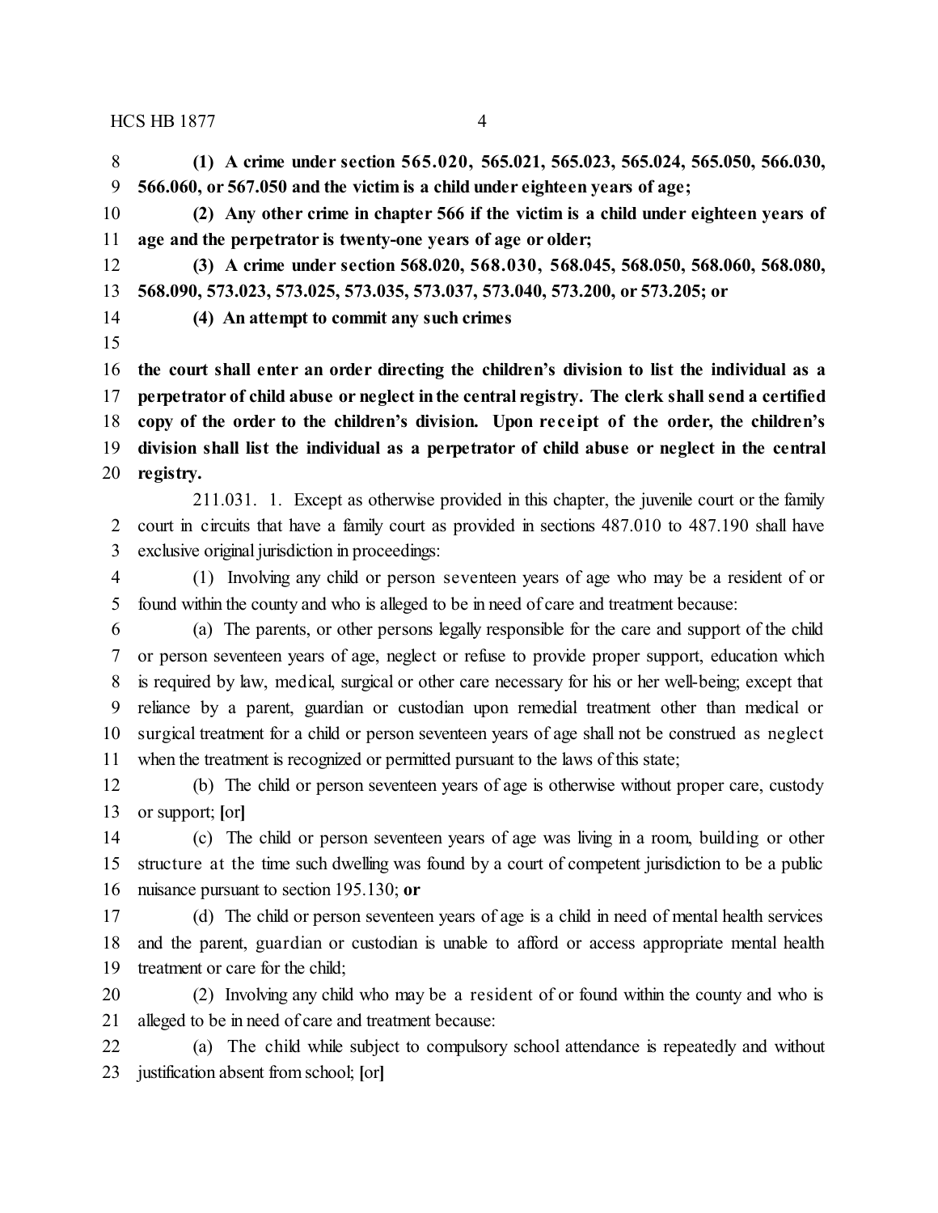**(1) A crime under section 565.020, 565.021, 565.023, 565.024, 565.050, 566.030, 566.060, or 567.050 and the victim is a child under eighteen years of age;**

**(2) Any other crime in chapter 566 if the victim is a child under eighteen years of age and the perpetrator is twenty-one years of age or older;**

**(3) A crime under section 568.020, 568.030, 568.045, 568.050, 568.060, 568.080, 568.090, 573.023, 573.025, 573.035, 573.037, 573.040, 573.200, or 573.205; or**

**(4) An attempt to commit any such crimes**

**the court shall enter an order directing the children's division to list the individual as a perpetrator of child abuse or neglect in the central registry. The clerk shall send a certified copy of the order to the children's division. Upon receipt of the order, the children's division shall list the individual as a perpetrator of child abuse or neglect in the central registry.**

211.031. 1. Except as otherwise provided in this chapter, the juvenile court or the family court in circuits that have a family court as provided in sections 487.010 to 487.190 shall have exclusive original jurisdiction in proceedings:

(1) Involving any child or person seventeen years of age who may be a resident of or found within the county and who is alleged to be in need of care and treatment because:

(a) The parents, or other persons legally responsible for the care and support of the child or person seventeen years of age, neglect or refuse to provide proper support, education which is required by law, medical, surgical or other care necessary for his or her well-being; except that reliance by a parent, guardian or custodian upon remedial treatment other than medical or surgical treatment for a child or person seventeen years of age shall not be construed as neglect when the treatment is recognized or permitted pursuant to the laws of this state;

(b) The child or person seventeen years of age is otherwise without proper care, custody or support; **[**or**]**

(c) The child or person seventeen years of age was living in a room, building or other structure at the time such dwelling was found by a court of competent jurisdiction to be a public nuisance pursuant to section 195.130; **or**

(d) The child or person seventeen years of age is a child in need of mental health services and the parent, guardian or custodian is unable to afford or access appropriate mental health treatment or care for the child;

(2) Involving any child who may be a resident of or found within the county and who is alleged to be in need of care and treatment because:

(a) The child while subject to compulsory school attendance is repeatedly and without justification absent from school; **[**or**]**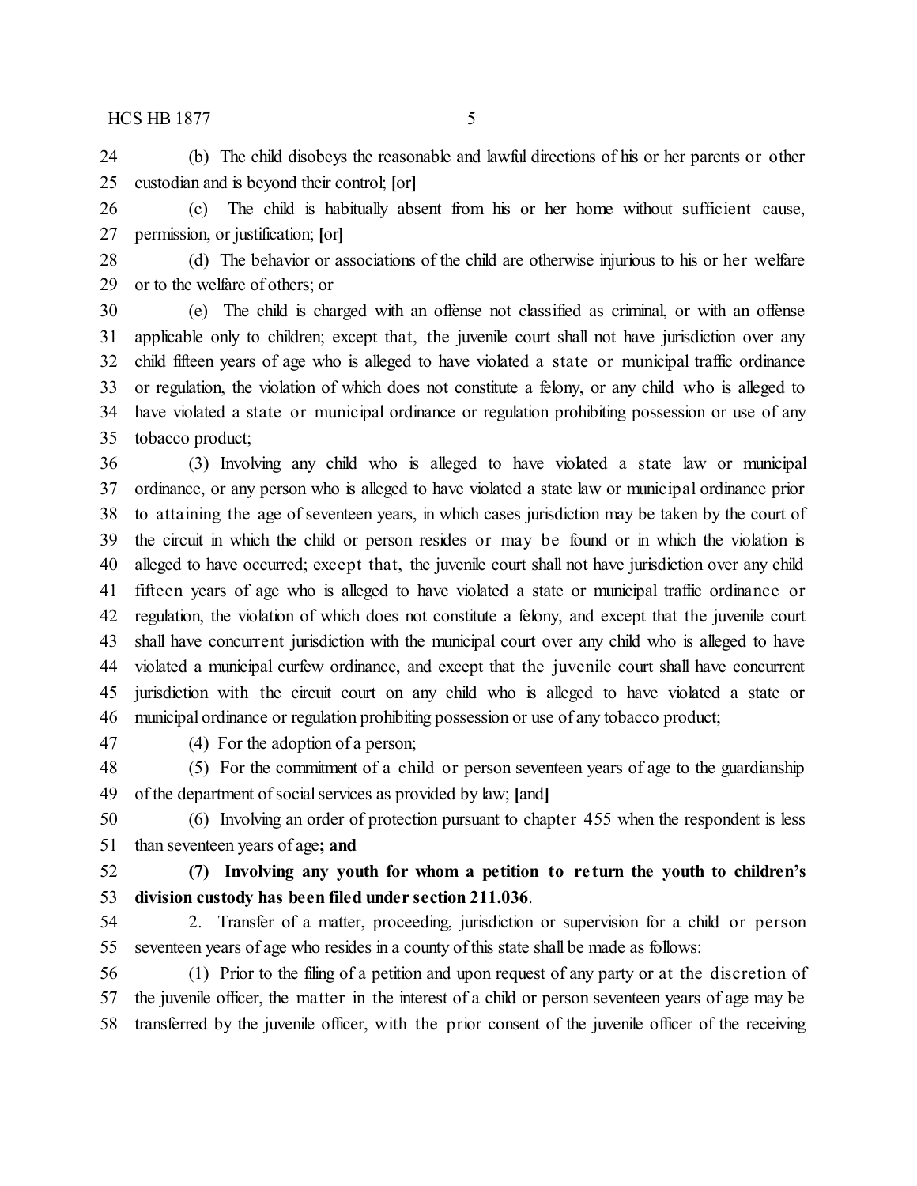(b) The child disobeys the reasonable and lawful directions of his or her parents or other custodian and is beyond their control; [or]

(c) The child is habitually absent from his or her home without sufficient cause, permission, or justification; [or]

(d) The behavior or associations of the child are otherwise injurious to his or her welfare or to the welfare of others; or

(e) The child is charged with an offense not classified as criminal, or with an offense applicable only to children; except that, the juvenile court shall not have jurisdiction over any child fifteen years of age who is alleged to have violated a state or municipal traffic ordinance or regulation, the violation of which does not constitute a felony, or any child who is alleged to have violated a state or municipal ordinance or regulation prohibiting possession or use of any tobacco product;

(3) Involving any child who is alleged to have violated a state law or municipal ordinance, or any person who is alleged to have violated a state law or municipal ordinance prior to attaining the age of seventeen years, in which cases jurisdiction may be taken by the court of the circuit in which the child or person resides or may be found or in which the violation is alleged to have occurred; except that, the juvenile court shall not have jurisdiction over any child fifteen years of age who is alleged to have violated a state or municipal traffic ordinance or regulation, the violation of which does not constitute a felony, and except that the juvenile court shall have concurrent jurisdiction with the municipal court over any child who is alleged to have violated a municipal curfew ordinance, and except that the juvenile court shall have concurrent jurisdiction with the circuit court on any child who is alleged to have violated a state or municipal ordinance or regulation prohibiting possession or use of any tobacco product;

(4) For the adoption of a person;

(5) For the commitment of a child or person seventeen years of age to the guardianship of the department of social services as provided by law; [and]

(6) Involving an order of protection pursuant to chapter 455 when the respondent is less than seventeen years of age**; and**

**(7) Involving any youth for whom a petition to return the youth to children's division custody has been filed under section 211.036**.

2. Transfer of a matter, proceeding, jurisdiction or supervision for a child or person seventeen years of age who resides in a county of this state shall be made as follows:

(1) Prior to the filing of a petition and upon request of any party or at the discretion of the juvenile officer, the matter in the interest of a child or person seventeen years of age may be transferred by the juvenile officer, with the prior consent of the juvenile officer of the receiving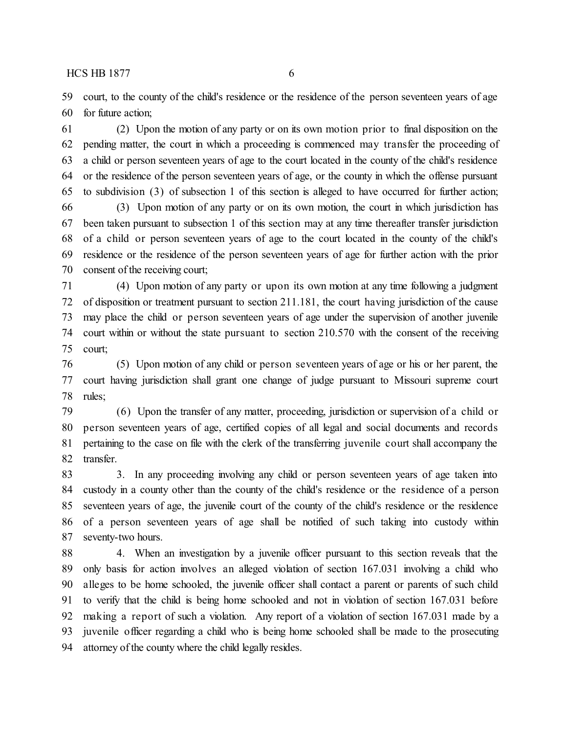court, to the county of the child's residence or the residence of the person seventeen years of age for future action;

(2) Upon the motion of any party or on its own motion prior to final disposition on the pending matter, the court in which a proceeding is commenced may transfer the proceeding of a child or person seventeen years of age to the court located in the county of the child's residence or the residence of the person seventeen years of age, or the county in which the offense pursuant to subdivision (3) of subsection 1 of this section is alleged to have occurred for further action;

(3) Upon motion of any party or on its own motion, the court in which jurisdiction has been taken pursuant to subsection 1 of this section may at any time thereafter transfer jurisdiction of a child or person seventeen years of age to the court located in the county of the child's residence or the residence of the person seventeen years of age for further action with the prior consent of the receiving court;

(4) Upon motion of any party or upon its own motion at any time following a judgment of disposition or treatment pursuant to section 211.181, the court having jurisdiction of the cause may place the child or person seventeen years of age under the supervision of another juvenile court within or without the state pursuant to section 210.570 with the consent of the receiving court;

(5) Upon motion of any child or person seventeen years of age or his or her parent, the court having jurisdiction shall grant one change of judge pursuant to Missouri supreme court rules;

(6) Upon the transfer of any matter, proceeding, jurisdiction or supervision of a child or person seventeen years of age, certified copies of all legal and social documents and records pertaining to the case on file with the clerk of the transferring juvenile court shall accompany the transfer.

3. In any proceeding involving any child or person seventeen years of age taken into custody in a county other than the county of the child's residence or the residence of a person seventeen years of age, the juvenile court of the county of the child's residence or the residence of a person seventeen years of age shall be notified of such taking into custody within seventy-two hours.

4. When an investigation by a juvenile officer pursuant to this section reveals that the only basis for action involves an alleged violation of section 167.031 involving a child who alleges to be home schooled, the juvenile officer shall contact a parent or parents of such child to verify that the child is being home schooled and not in violation of section 167.031 before making a report of such a violation. Any report of a violation of section 167.031 made by a juvenile officer regarding a child who is being home schooled shall be made to the prosecuting attorney of the county where the child legally resides.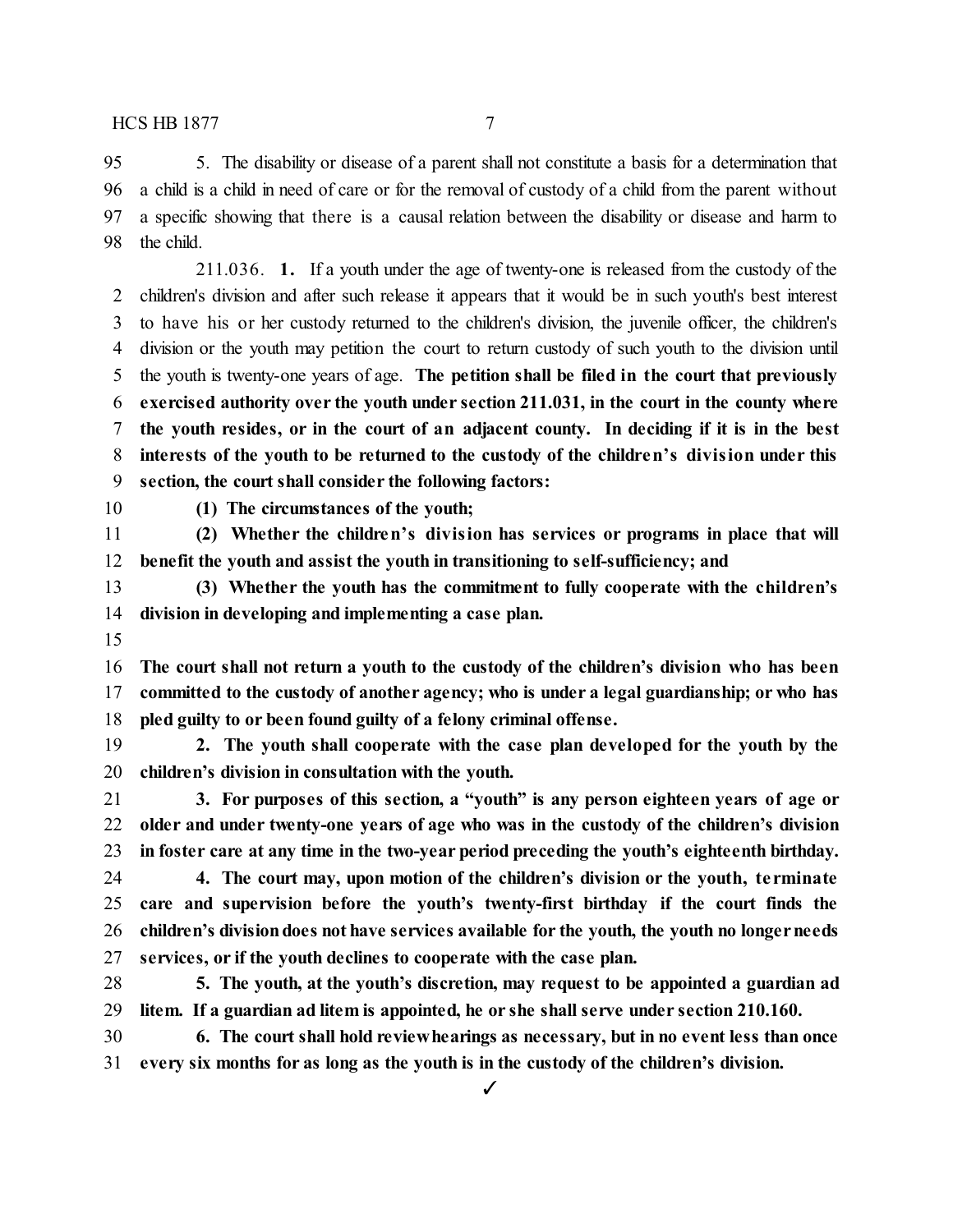5. The disability or disease of a parent shall not constitute a basis for a determination that a child is a child in need of care or for the removal of custody of a child from the parent without a specific showing that there is a causal relation between the disability or disease and harm to the child.

211.036. **1.** If a youth under the age of twenty-one is released from the custody of the children's division and after such release it appears that it would be in such youth's best interest to have his or her custody returned to the children's division, the juvenile officer, the children's division or the youth may petition the court to return custody of such youth to the division until the youth is twenty-one years of age. **The petition shall be filed in the court that previously exercised authority over the youth under section 211.031, in the court in the county where the youth resides, or in the court of an adjacent county. In deciding if it is in the best interests of the youth to be returned to the custody of the children's division under this section, the court shall consider the following factors:**

**(1) The circumstances of the youth;**

**(2) Whether the children's division has services or programs in place that will benefit the youth and assist the youth in transitioning to self-sufficiency; and**

**(3) Whether the youth has the commitment to fully cooperate with the children's division in developing and implementing a case plan.**

**The court shall not return a youth to the custody of the children's division who has been committed to the custody of another agency; who is under a legal guardianship; or who has pled guilty to or been found guilty of a felony criminal offense.**

**2. The youth shall cooperate with the case plan developed for the youth by the children's division in consultation with the youth.**

**3. For purposes of this section, a "youth" is any person eighteen years of age or older and under twenty-one years of age who was in the custody of the children's division in foster care at any time in the two-year period preceding the youth's eighteenth birthday.**

**4. The court may, upon motion of the children's division or the youth, terminate care and supervision before the youth's twenty-first birthday if the court finds the children's division does not have services available for the youth, the youth no longer needs services, or if the youth declines to cooperate with the case plan.**

**5. The youth, at the youth's discretion, may request to be appointed a guardian ad litem. If a guardian ad litem is appointed, he or she shall serve under section 210.160.**

**6. The court shall hold review hearings as necessary, but in no event less than once every six months for as long as the youth is in the custody of the children's division.**

✓